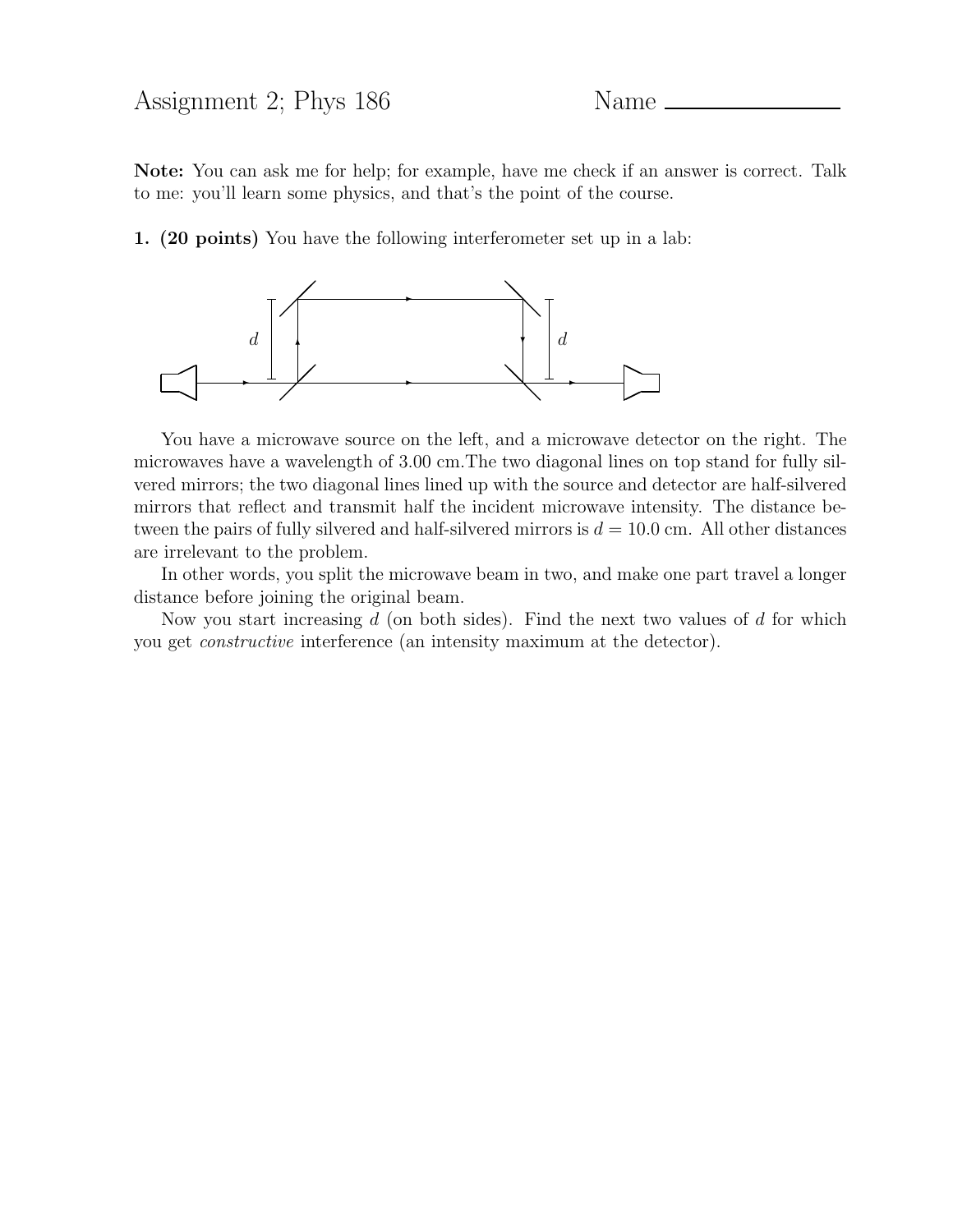Assignment 2; Phys 186 Name ______________

**Note:** You can ask me for help; for example, have me check if an answer is correct. Talk to me: you'll learn some physics, and that's the point of the course.

**1. (20 points)** You have the following interferometer set up in a lab:

You have a microwave source on the left, and a microwave detector on the right. The microwaves have a wavelength of 3.00 cm.The two diagonal lines on top stand for fully silvered mirrors; the two diagonal lines lined up with the source and detector are half-silvered mirrors that reflect and transmit half the incident microwave intensity. The distance between the pairs of fully silvered and half-silvered mirrors is $d = 10.0$ cm. All other distances are irrelevant to the problem.

In other words, you split the microwave beam in two, and make one part travel a longer distance before joining the original beam.

Now you start increasing $d$ (on both sides). Find the next two values of $d$ for which you get *constructive* interference (an intensity maximum at the detector).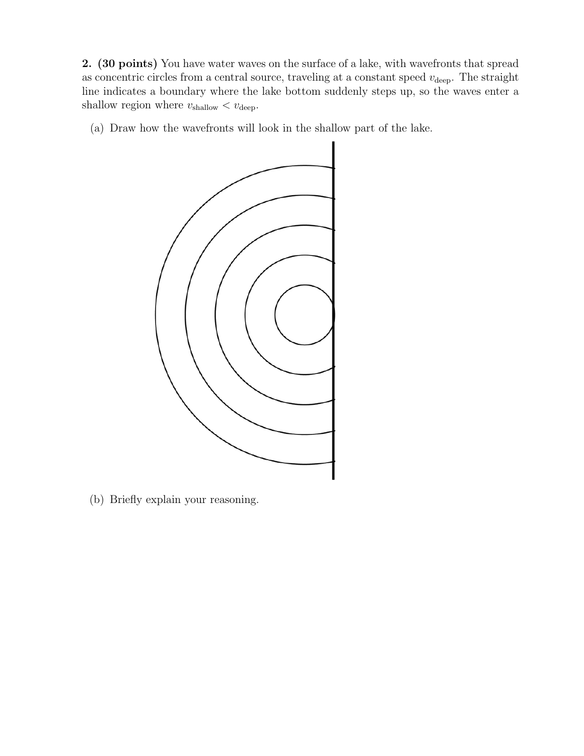**2. (30 points)** You have water waves on the surface of a lake, with wavefronts that spread as concentric circles from a central source, traveling at a constant speed $v_{\text{deep}}$. The straight line indicates a boundary where the lake bottom suddenly steps up, so the waves enter a shallow region where $v_{\text{shallow}} < v_{\text{deep}}$.

(a) Draw how the wavefronts will look in the shallow part of the lake.

(b) Briefly explain your reasoning.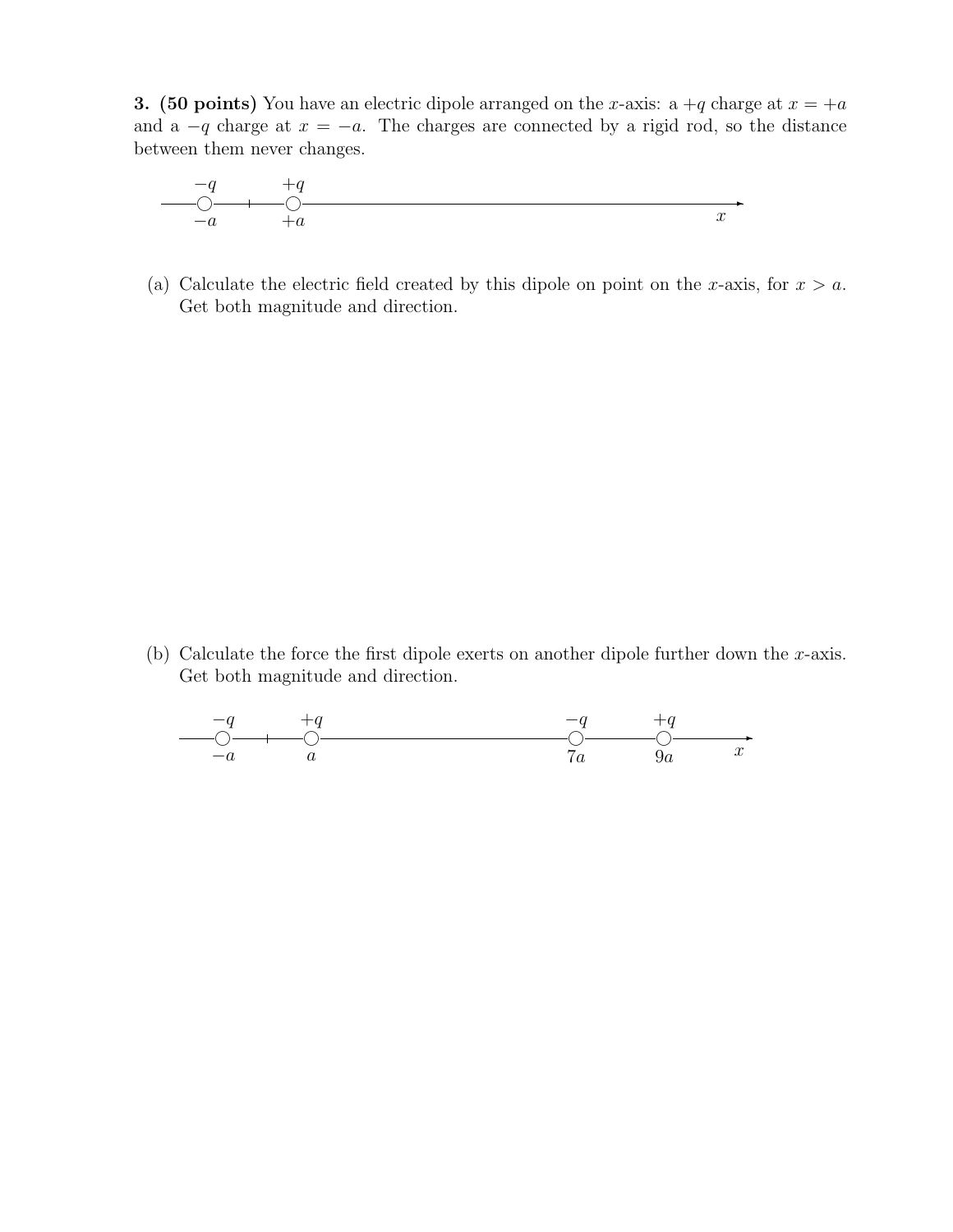**3. (50 points)** You have an electric dipole arranged on the $x$-axis: a $+q$ charge at $x = +a$ and a $-q$ charge at $x = -a$. The charges are connected by a rigid rod, so the distance between them never changes.

(a) Calculate the electric field created by this dipole on point on the $x$-axis, for $x > a$. Get both magnitude and direction.

(b) Calculate the force the first dipole exerts on another dipole further down the $x$-axis. Get both magnitude and direction.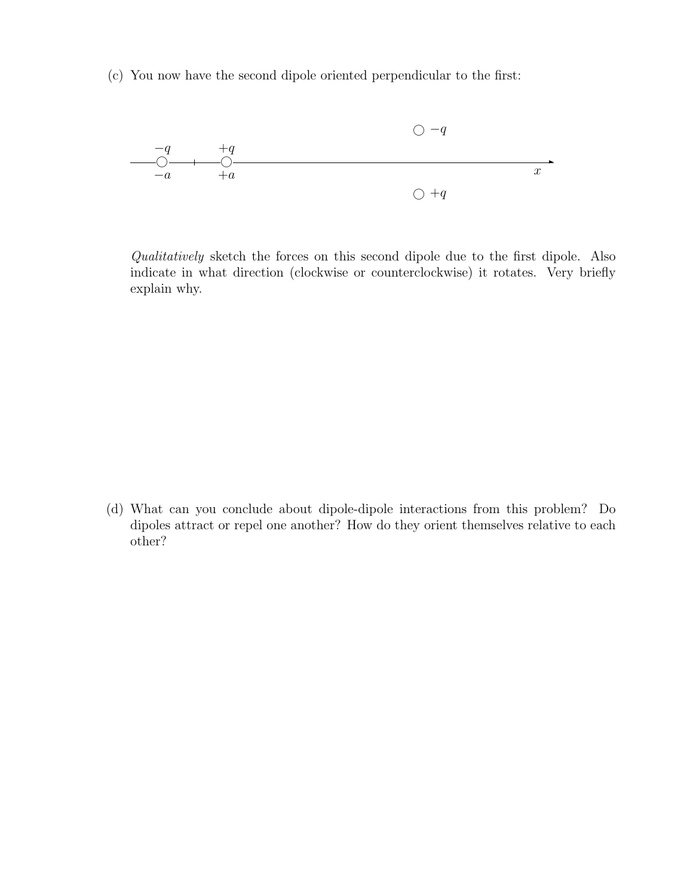(c) You now have the second dipole oriented perpendicular to the first:

$-q$ $+q$ $-q$ $+q$

$-a$ $+a$ $x$

*Qualitatively* sketch the forces on this second dipole due to the first dipole. Also indicate in what direction (clockwise or counterclockwise) it rotates. Very briefly explain why.

(d) What can you conclude about dipole-dipole interactions from this problem? Do dipoles attract or repel one another? How do they orient themselves relative to each other?